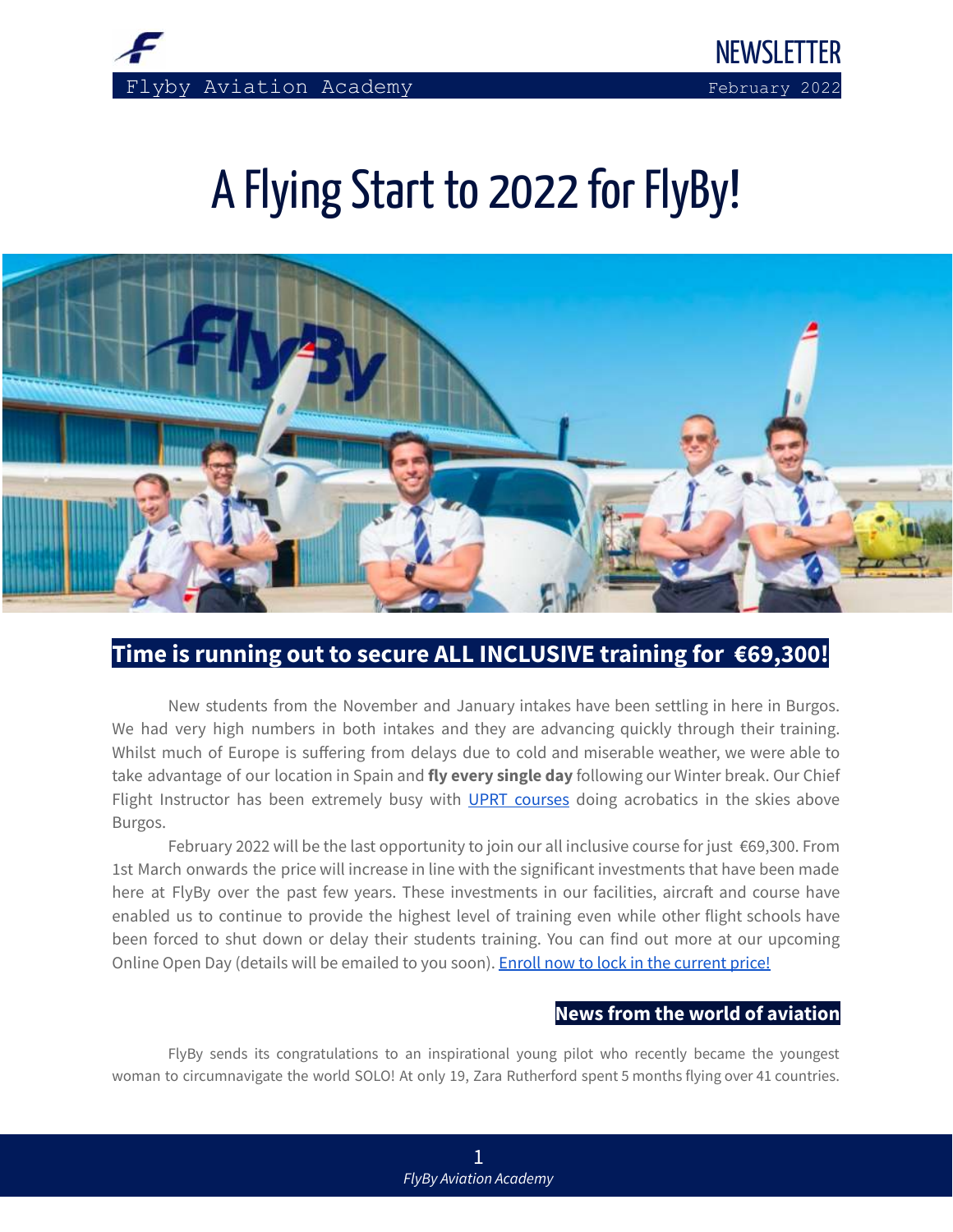NEWSLETTER

Flyby Aviation Academy — February 2022

# A Flying Start to 2022 for FlyBy!

## Time is running out to secure ALL INCLUSIVE training for €69,300!

New students from the November and January intakes have been settling in here in Burgos. We had very high numbers in both intakes and they are advancing quickly through their training. Whilst much of Europe is suffering from delays due to cold and miserable weather, we were able to take advantage of our location in Spain and **fly every single day** following our Winter break. Our Chief Flight Instructor has been extremely busy with UPRT courses doing acrobatics in the skies above Burgos.

February 2022 will be the last opportunity to join our all inclusive course for just €69,300. From 1st March onwards the price will increase in line with the significant investments that have been made here at FlyBy over the past few years. These investments in our facilities, aircraft and course have enabled us to continue to provide the highest level of training even while other flight schools have been forced to shut down or delay their students training. You can find out more at our upcoming Online Open Day (details will be emailed to you soon). Enroll now to lock in the current price!

## News from the world of aviation

FlyBy sends its congratulations to an inspirational young pilot who recently became the youngest woman to circumnavigate the world SOLO! At only 19, Zara Rutherford spent 5 months flying over 41 countries.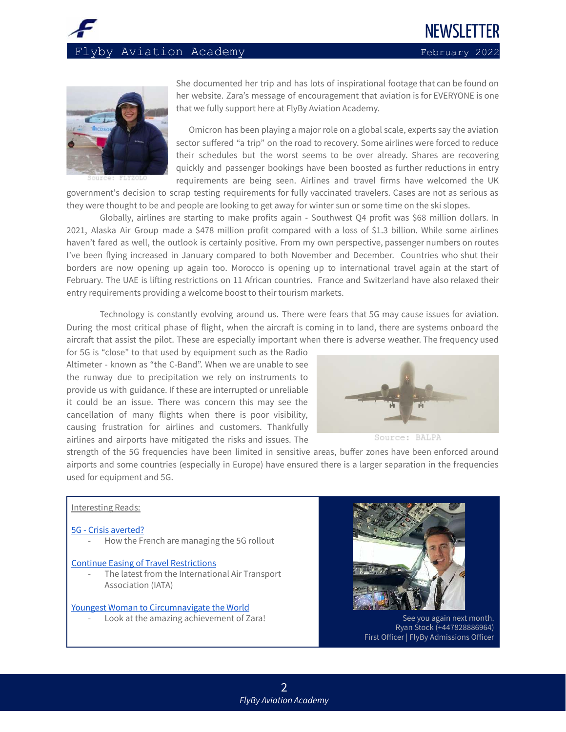Source: FLYZOLO

She documented her trip and has lots of inspirational footage that can be found on her website. Zara's message of encouragement that aviation is for EVERYONE is one that we fully support here at FlyBy Aviation Academy.

Omicron has been playing a major role on a global scale, experts say the aviation sector suffered "a trip" on the road to recovery. Some airlines were forced to reduce their schedules but the worst seems to be over already. Shares are recovering quickly and passenger bookings have been boosted as further reductions in entry requirements are being seen. Airlines and travel firms have welcomed the UK government's decision to scrap testing requirements for fully vaccinated travelers. Cases are not as serious as they were thought to be and people are looking to get away for winter sun or some time on the ski slopes.

Globally, airlines are starting to make profits again - Southwest Q4 profit was $68 million dollars. In 2021, Alaska Air Group made a $478 million profit compared with a loss of $1.3 billion. While some airlines haven't fared as well, the outlook is certainly positive. From my own perspective, passenger numbers on routes I've been flying increased in January compared to both November and December. Countries who shut their borders are now opening up again too. Morocco is opening up to international travel again at the start of February. The UAE is lifting restrictions on 11 African countries. France and Switzerland have also relaxed their entry requirements providing a welcome boost to their tourism markets.

Technology is constantly evolving around us. There were fears that 5G may cause issues for aviation. During the most critical phase of flight, when the aircraft is coming in to land, there are systems onboard the aircraft that assist the pilot. These are especially important when there is adverse weather. The frequency used for 5G is "close" to that used by equipment such as the Radio Altimeter - known as "the C-Band". When we are unable to see the runway due to precipitation we rely on instruments to provide us with guidance. If these are interrupted or unreliable it could be an issue. There was concern this may see the cancellation of many flights when there is poor visibility, causing frustration for airlines and customers. Thankfully airlines and airports have mitigated the risks and issues. The strength of the 5G frequencies have been limited in sensitive areas, buffer zones have been enforced around airports and some countries (especially in Europe) have ensured there is a larger separation in the frequencies used for equipment and 5G.

Source: BALPA

Interesting Reads:

[5G - Crisis averted?]
- How the French are managing the 5G rollout

[Continue Easing of Travel Restrictions]
- The latest from the International Air Transport Association (IATA)

[Youngest Woman to Circumnavigate the World]
- Look at the amazing achievement of Zara!

See you again next month.
Ryan Stock (+447828886964)
First Officer | FlyBy Admissions Officer